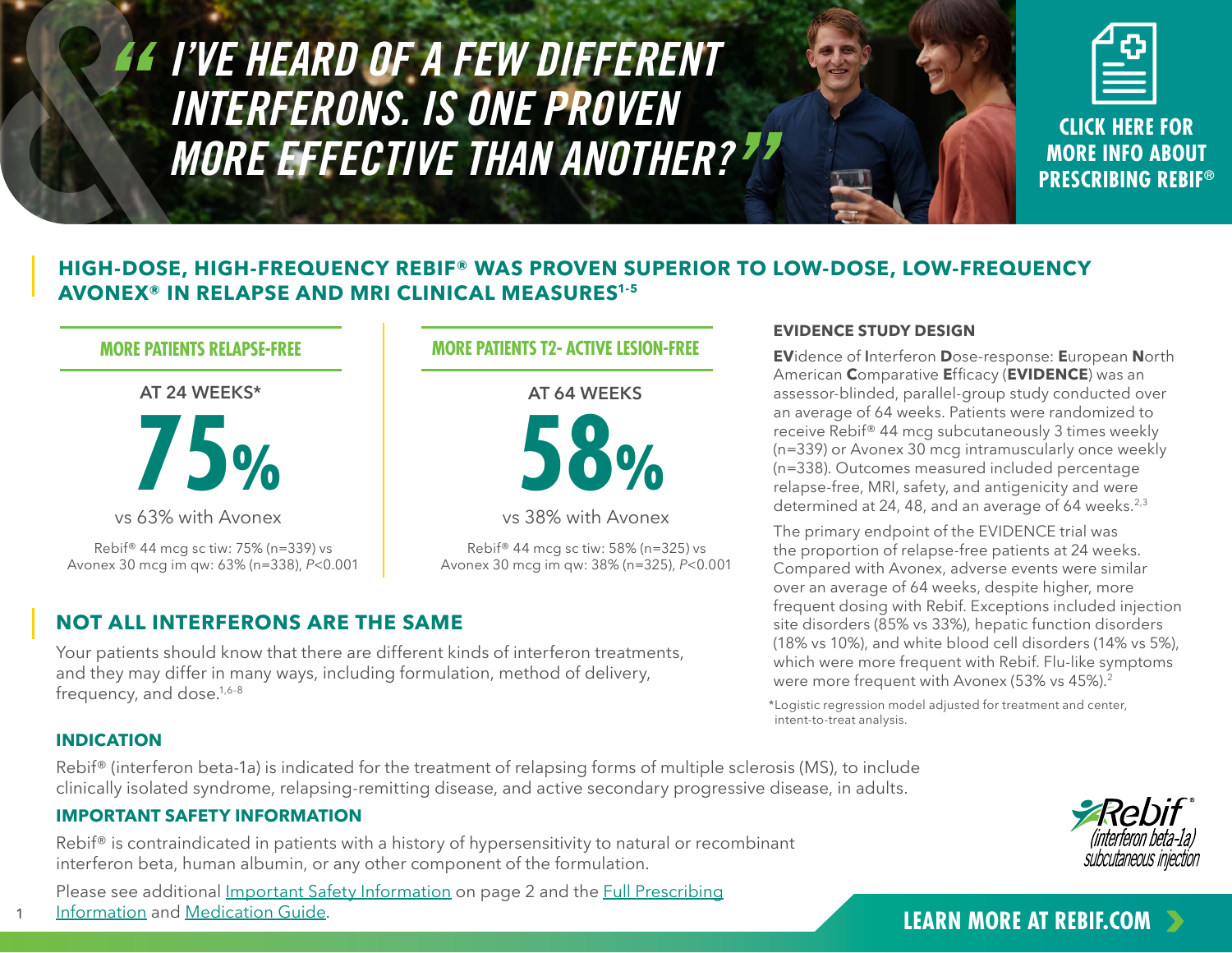# "I'VE HEARD OF A FEW DIFFERENT INTERFERONS. IS ONE PROVEN MORE EFFECTIVE THAN ANOTHER?"

**CLICK HERE FOR MORE INFO ABOUT PRESCRIBING REBIF®**

## HIGH-DOSE, HIGH-FREQUENCY REBIF® WAS PROVEN SUPERIOR TO LOW-DOSE, LOW-FREQUENCY AVONEX® IN RELAPSE AND MRI CLINICAL MEASURES[1-5]

### MORE PATIENTS RELAPSE-FREE

AT 24 WEEKS*

**75%**

vs 63% with Avonex

Rebif® 44 mcg sc tiw: 75% (n=339) vs Avonex 30 mcg im qw: 63% (n=338), $P<0.001$

### MORE PATIENTS T2- ACTIVE LESION-FREE

AT 64 WEEKS

**58%**

vs 38% with Avonex

Rebif® 44 mcg sc tiw: 58% (n=325) vs Avonex 30 mcg im qw: 38% (n=325), $P<0.001$

### EVIDENCE STUDY DESIGN

**EV**idence of **I**nterferon **D**ose-response: **E**uropean **N**orth American **C**omparative **E**fficacy (**EVIDENCE**) was an assessor-blinded, parallel-group study conducted over an average of 64 weeks. Patients were randomized to receive Rebif® 44 mcg subcutaneously 3 times weekly (n=339) or Avonex 30 mcg intramuscularly once weekly (n=338). Outcomes measured included percentage relapse-free, MRI, safety, and antigenicity and were determined at 24, 48, and an average of 64 weeks.[2,3]

The primary endpoint of the EVIDENCE trial was the proportion of relapse-free patients at 24 weeks. Compared with Avonex, adverse events were similar over an average of 64 weeks, despite higher, more frequent dosing with Rebif. Exceptions included injection site disorders (85% vs 33%), hepatic function disorders (18% vs 10%), and white blood cell disorders (14% vs 5%), which were more frequent with Rebif. Flu-like symptoms were more frequent with Avonex (53% vs 45%).[2]

*Logistic regression model adjusted for treatment and center, intent-to-treat analysis.

## NOT ALL INTERFERONS ARE THE SAME

Your patients should know that there are different kinds of interferon treatments, and they may differ in many ways, including formulation, method of delivery, frequency, and dose.[1,6-8]

### INDICATION

Rebif® (interferon beta-1a) is indicated for the treatment of relapsing forms of multiple sclerosis (MS), to include clinically isolated syndrome, relapsing-remitting disease, and active secondary progressive disease, in adults.

### IMPORTANT SAFETY INFORMATION

Rebif® is contraindicated in patients with a history of hypersensitivity to natural or recombinant interferon beta, human albumin, or any other component of the formulation.

Please see additional Important Safety Information on page 2 and the Full Prescribing Information and Medication Guide.

Rebif® (interferon beta-1a) subcutaneous injection

**LEARN MORE AT REBIF.COM**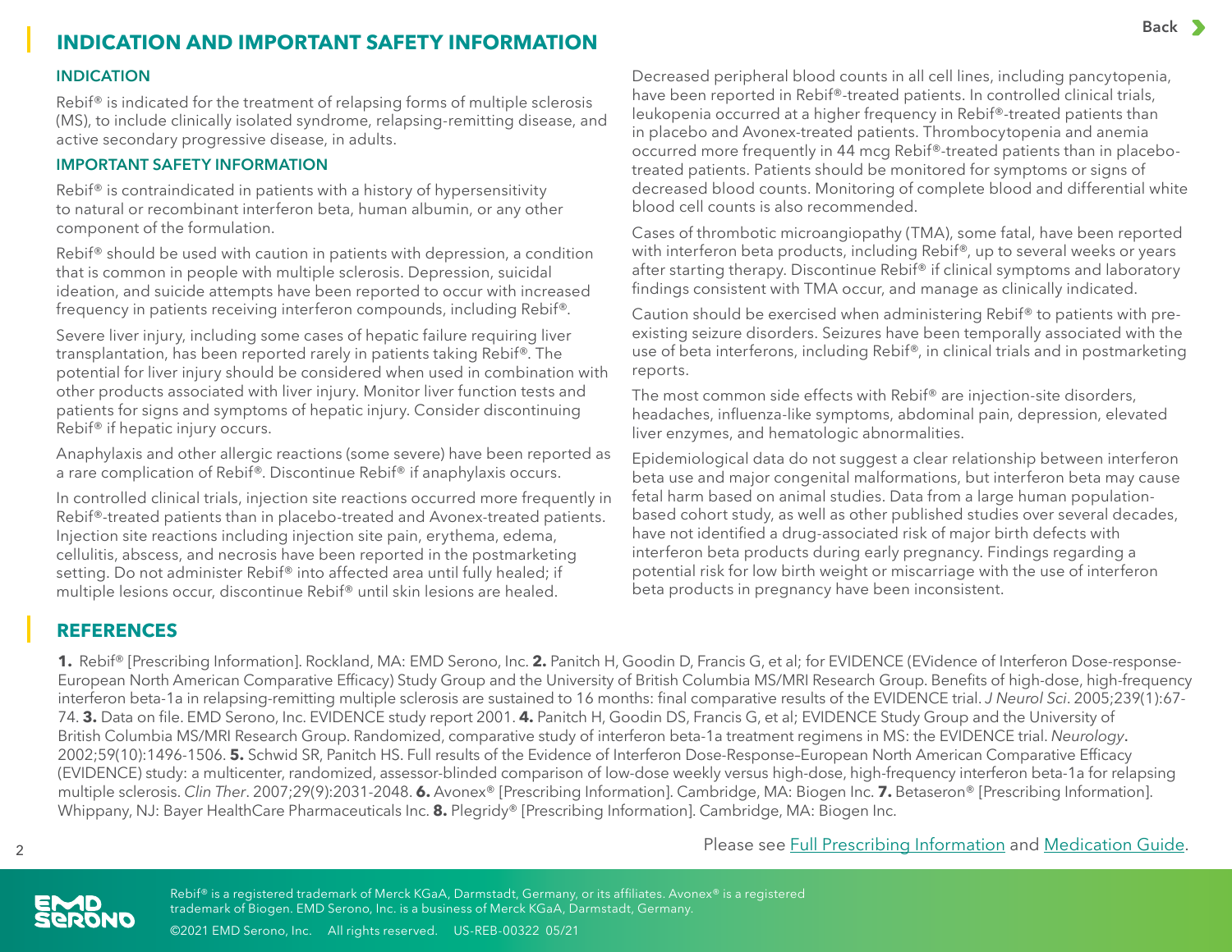# INDICATION AND IMPORTANT SAFETY INFORMATION

## INDICATION

Rebif® is indicated for the treatment of relapsing forms of multiple sclerosis (MS), to include clinically isolated syndrome, relapsing-remitting disease, and active secondary progressive disease, in adults.

## IMPORTANT SAFETY INFORMATION

Rebif® is contraindicated in patients with a history of hypersensitivity to natural or recombinant interferon beta, human albumin, or any other component of the formulation.

Rebif® should be used with caution in patients with depression, a condition that is common in people with multiple sclerosis. Depression, suicidal ideation, and suicide attempts have been reported to occur with increased frequency in patients receiving interferon compounds, including Rebif®.

Severe liver injury, including some cases of hepatic failure requiring liver transplantation, has been reported rarely in patients taking Rebif®. The potential for liver injury should be considered when used in combination with other products associated with liver injury. Monitor liver function tests and patients for signs and symptoms of hepatic injury. Consider discontinuing Rebif® if hepatic injury occurs.

Anaphylaxis and other allergic reactions (some severe) have been reported as a rare complication of Rebif®. Discontinue Rebif® if anaphylaxis occurs.

In controlled clinical trials, injection site reactions occurred more frequently in Rebif®-treated patients than in placebo-treated and Avonex-treated patients. Injection site reactions including injection site pain, erythema, edema, cellulitis, abscess, and necrosis have been reported in the postmarketing setting. Do not administer Rebif® into affected area until fully healed; if multiple lesions occur, discontinue Rebif® until skin lesions are healed.

Decreased peripheral blood counts in all cell lines, including pancytopenia, have been reported in Rebif®-treated patients. In controlled clinical trials, leukopenia occurred at a higher frequency in Rebif®-treated patients than in placebo and Avonex-treated patients. Thrombocytopenia and anemia occurred more frequently in 44 mcg Rebif®-treated patients than in placebo-treated patients. Patients should be monitored for symptoms or signs of decreased blood counts. Monitoring of complete blood and differential white blood cell counts is also recommended.

Cases of thrombotic microangiopathy (TMA), some fatal, have been reported with interferon beta products, including Rebif®, up to several weeks or years after starting therapy. Discontinue Rebif® if clinical symptoms and laboratory findings consistent with TMA occur, and manage as clinically indicated.

Caution should be exercised when administering Rebif® to patients with pre-existing seizure disorders. Seizures have been temporally associated with the use of beta interferons, including Rebif®, in clinical trials and in postmarketing reports.

The most common side effects with Rebif® are injection-site disorders, headaches, influenza-like symptoms, abdominal pain, depression, elevated liver enzymes, and hematologic abnormalities.

Epidemiological data do not suggest a clear relationship between interferon beta use and major congenital malformations, but interferon beta may cause fetal harm based on animal studies. Data from a large human population-based cohort study, as well as other published studies over several decades, have not identified a drug-associated risk of major birth defects with interferon beta products during early pregnancy. Findings regarding a potential risk for low birth weight or miscarriage with the use of interferon beta products in pregnancy have been inconsistent.

# REFERENCES

**1.** Rebif® [Prescribing Information]. Rockland, MA: EMD Serono, Inc. **2.** Panitch H, Goodin D, Francis G, et al; for EVIDENCE (EVidence of Interferon Dose-response-European North American Comparative Efficacy) Study Group and the University of British Columbia MS/MRI Research Group. Benefits of high-dose, high-frequency interferon beta-1a in relapsing-remitting multiple sclerosis are sustained to 16 months: final comparative results of the EVIDENCE trial. *J Neurol Sci*. 2005;239(1):67-74. **3.** Data on file. EMD Serono, Inc. EVIDENCE study report 2001. **4.** Panitch H, Goodin DS, Francis G, et al; EVIDENCE Study Group and the University of British Columbia MS/MRI Research Group. Randomized, comparative study of interferon beta-1a treatment regimens in MS: the EVIDENCE trial. *Neurology*. 2002;59(10):1496-1506. **5.** Schwid SR, Panitch HS. Full results of the Evidence of Interferon Dose-Response–European North American Comparative Efficacy (EVIDENCE) study: a multicenter, randomized, assessor-blinded comparison of low-dose weekly versus high-dose, high-frequency interferon beta-1a for relapsing multiple sclerosis. *Clin Ther*. 2007;29(9):2031-2048. **6.** Avonex® [Prescribing Information]. Cambridge, MA: Biogen Inc. **7.** Betaseron® [Prescribing Information]. Whippany, NJ: Bayer HealthCare Pharmaceuticals Inc. **8.** Plegridy® [Prescribing Information]. Cambridge, MA: Biogen Inc.

Please see Full Prescribing Information and Medication Guide.

Rebif® is a registered trademark of Merck KGaA, Darmstadt, Germany, or its affiliates. Avonex® is a registered trademark of Biogen. EMD Serono, Inc. is a business of Merck KGaA, Darmstadt, Germany.

©2021 EMD Serono, Inc. All rights reserved. US-REB-00322 05/21